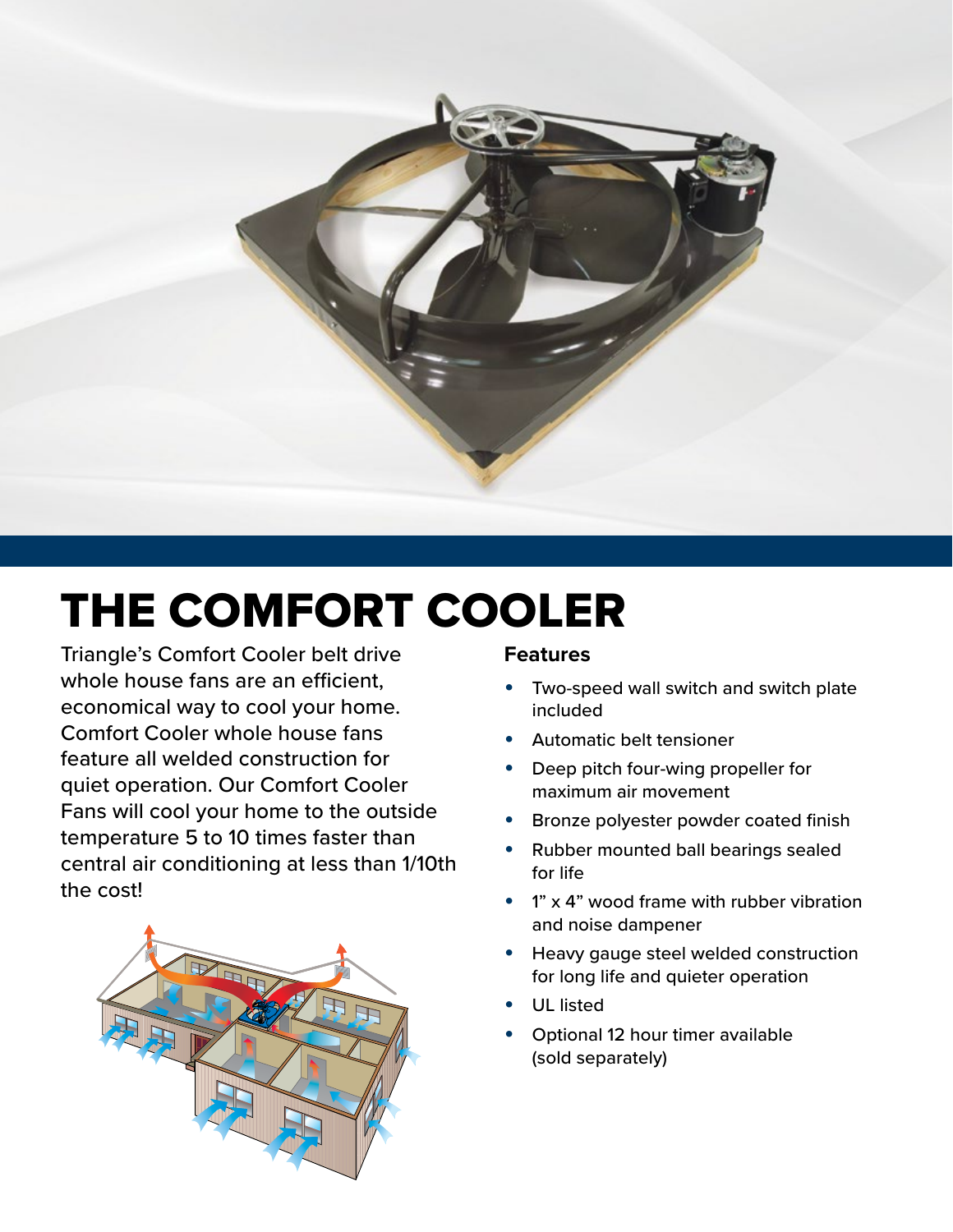# THE COMFORT COOLER

Triangle's Comfort Cooler belt drive whole house fans are an efficient, economical way to cool your home. Comfort Cooler whole house fans feature all welded construction for quiet operation. Our Comfort Cooler Fans will cool your home to the outside temperature 5 to 10 times faster than central air conditioning at less than 1/10th the cost!

**Features**

- Two-speed wall switch and switch plate included
- Automatic belt tensioner
- Deep pitch four-wing propeller for maximum air movement
- Bronze polyester powder coated finish
- Rubber mounted ball bearings sealed for life
- 1" x 4" wood frame with rubber vibration and noise dampener
- Heavy gauge steel welded construction for long life and quieter operation
- UL listed
- Optional 12 hour timer available (sold separately)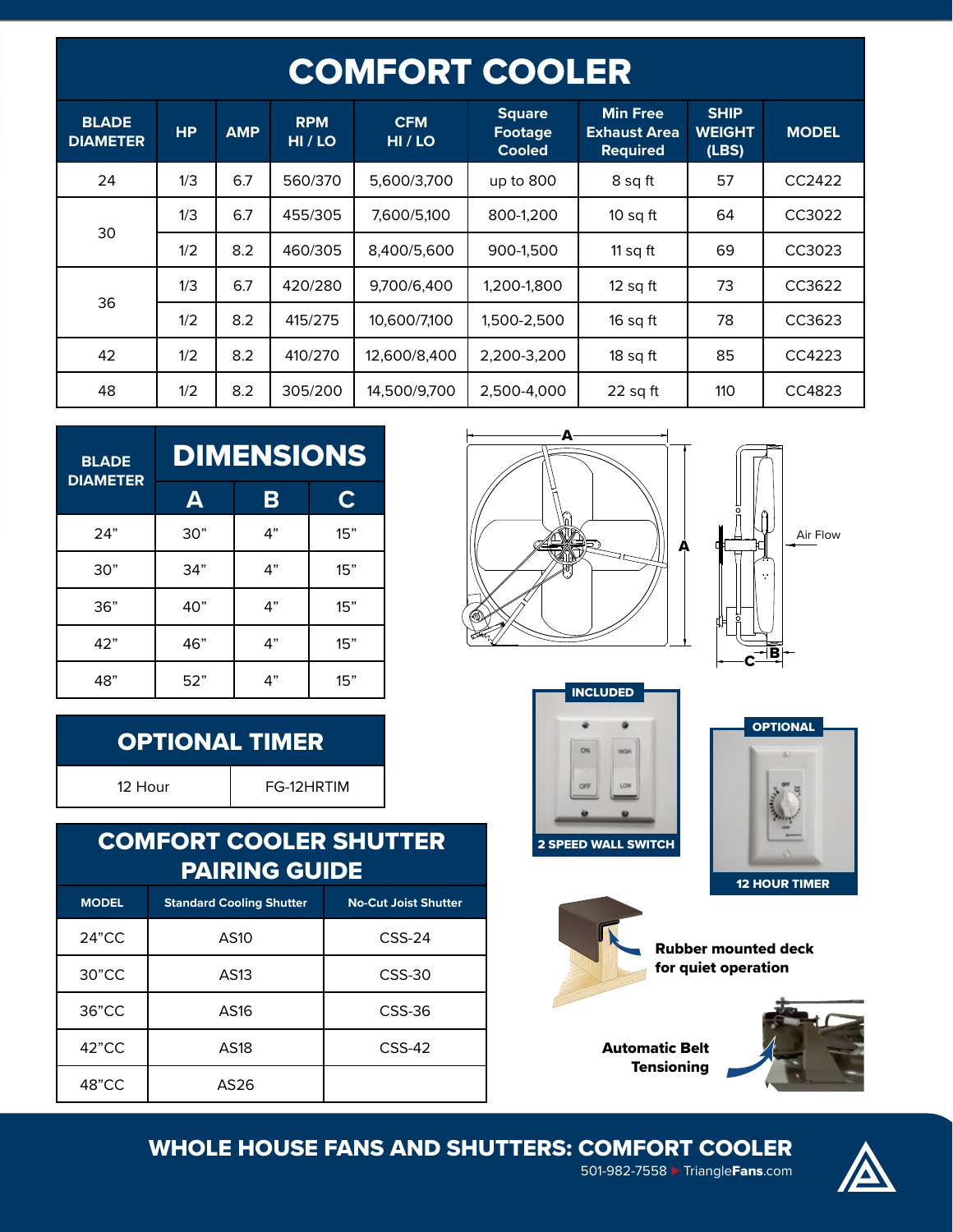# COMFORT COOLER

| BLADE DIAMETER | HP | AMP | RPM HI / LO | CFM HI / LO | Square Footage Cooled | Min Free Exhaust Area Required | SHIP WEIGHT (LBS) | MODEL |
|---|---|---|---|---|---|---|---|---|
| 24 | 1/3 | 6.7 | 560/370 | 5,600/3,700 | up to 800 | 8 sq ft | 57 | CC2422 |
| 30 | 1/3 | 6.7 | 455/305 | 7,600/5,100 | 800-1,200 | 10 sq ft | 64 | CC3022 |
| | 1/2 | 8.2 | 460/305 | 8,400/5,600 | 900-1,500 | 11 sq ft | 69 | CC3023 |
| 36 | 1/3 | 6.7 | 420/280 | 9,700/6,400 | 1,200-1,800 | 12 sq ft | 73 | CC3622 |
| | 1/2 | 8.2 | 415/275 | 10,600/7,100 | 1,500-2,500 | 16 sq ft | 78 | CC3623 |
| 42 | 1/2 | 8.2 | 410/270 | 12,600/8,400 | 2,200-3,200 | 18 sq ft | 85 | CC4223 |
| 48 | 1/2 | 8.2 | 305/200 | 14,500/9,700 | 2,500-4,000 | 22 sq ft | 110 | CC4823 |

## DIMENSIONS

| BLADE DIAMETER | A | B | C |
|---|---|---|---|
| 24” | 30” | 4” | 15” |
| 30” | 34” | 4” | 15” |
| 36” | 40” | 4” | 15” |
| 42” | 46” | 4” | 15” |
| 48” | 52” | 4” | 15” |

A

A

Air Flow

C

B

## OPTIONAL TIMER

| | |
|---|---|
| 12 Hour | FG-12HRTIM |

## COMFORT COOLER SHUTTER PAIRING GUIDE

| MODEL | Standard Cooling Shutter | No-Cut Joist Shutter |
|---|---|---|
| 24”CC | AS10 | CSS-24 |
| 30”CC | AS13 | CSS-30 |
| 36”CC | AS16 | CSS-36 |
| 42”CC | AS18 | CSS-42 |
| 48”CC | AS26 | |

INCLUDED

2 SPEED WALL SWITCH

OPTIONAL

12 HOUR TIMER

**Rubber mounted deck for quiet operation**

**Automatic Belt Tensioning**

**WHOLE HOUSE FANS AND SHUTTERS: COMFORT COOLER**

501-982-7558 ▸ TriangleFans.com